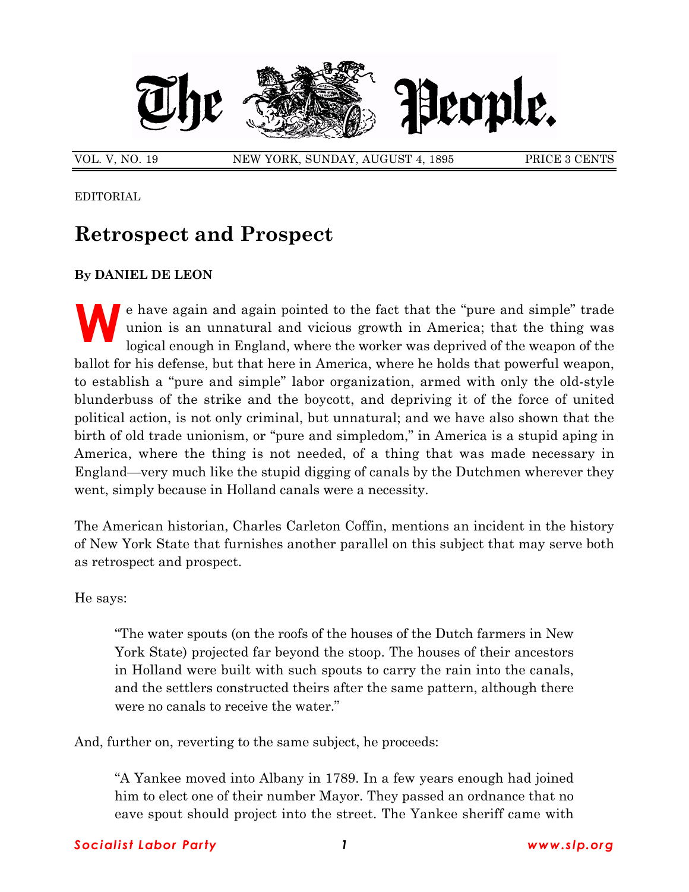# The People.

VOL. V, NO. 19 — NEW YORK, SUNDAY, AUGUST 4, 1895 — PRICE 3 CENTS

EDITORIAL

## Retrospect and Prospect

**By DANIEL DE LEON**

We have again and again pointed to the fact that the "pure and simple" trade union is an unnatural and vicious growth in America; that the thing was logical enough in England, where the worker was deprived of the weapon of the ballot for his defense, but that here in America, where he holds that powerful weapon, to establish a "pure and simple" labor organization, armed with only the old-style blunderbuss of the strike and the boycott, and depriving it of the force of united political action, is not only criminal, but unnatural; and we have also shown that the birth of old trade unionism, or "pure and simpledom," in America is a stupid aping in America, where the thing is not needed, of a thing that was made necessary in England—very much like the stupid digging of canals by the Dutchmen wherever they went, simply because in Holland canals were a necessity.

The American historian, Charles Carleton Coffin, mentions an incident in the history of New York State that furnishes another parallel on this subject that may serve both as retrospect and prospect.

He says:

> "The water spouts (on the roofs of the houses of the Dutch farmers in New York State) projected far beyond the stoop. The houses of their ancestors in Holland were built with such spouts to carry the rain into the canals, and the settlers constructed theirs after the same pattern, although there were no canals to receive the water."

And, further on, reverting to the same subject, he proceeds:

> "A Yankee moved into Albany in 1789. In a few years enough had joined him to elect one of their number Mayor. They passed an ordnance that no eave spout should project into the street. The Yankee sheriff came with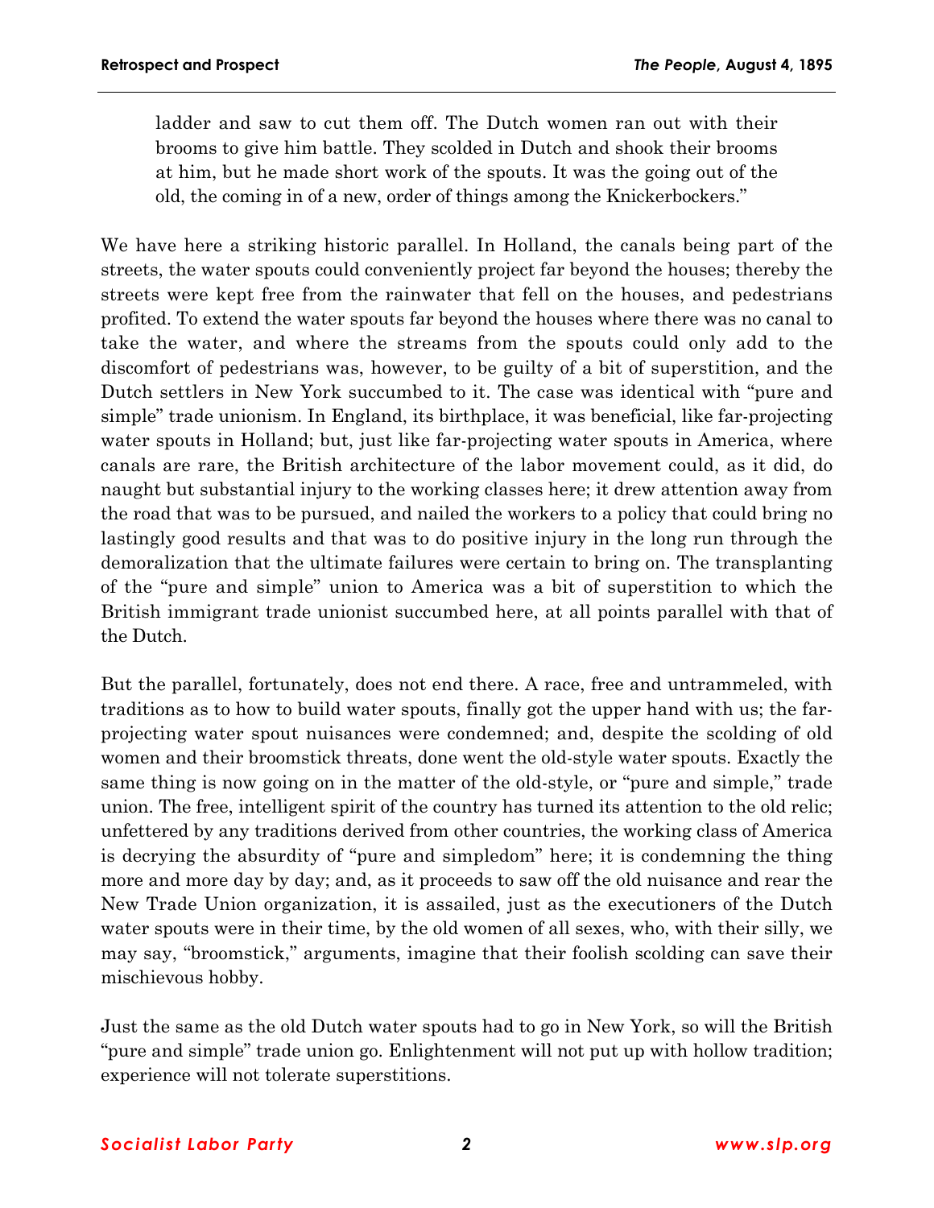> ladder and saw to cut them off. The Dutch women ran out with their brooms to give him battle. They scolded in Dutch and shook their brooms at him, but he made short work of the spouts. It was the going out of the old, the coming in of a new, order of things among the Knickerbockers."

We have here a striking historic parallel. In Holland, the canals being part of the streets, the water spouts could conveniently project far beyond the houses; thereby the streets were kept free from the rainwater that fell on the houses, and pedestrians profited. To extend the water spouts far beyond the houses where there was no canal to take the water, and where the streams from the spouts could only add to the discomfort of pedestrians was, however, to be guilty of a bit of superstition, and the Dutch settlers in New York succumbed to it. The case was identical with "pure and simple" trade unionism. In England, its birthplace, it was beneficial, like far-projecting water spouts in Holland; but, just like far-projecting water spouts in America, where canals are rare, the British architecture of the labor movement could, as it did, do naught but substantial injury to the working classes here; it drew attention away from the road that was to be pursued, and nailed the workers to a policy that could bring no lastingly good results and that was to do positive injury in the long run through the demoralization that the ultimate failures were certain to bring on. The transplanting of the "pure and simple" union to America was a bit of superstition to which the British immigrant trade unionist succumbed here, at all points parallel with that of the Dutch.

But the parallel, fortunately, does not end there. A race, free and untrammeled, with traditions as to how to build water spouts, finally got the upper hand with us; the far-projecting water spout nuisances were condemned; and, despite the scolding of old women and their broomstick threats, done went the old-style water spouts. Exactly the same thing is now going on in the matter of the old-style, or "pure and simple," trade union. The free, intelligent spirit of the country has turned its attention to the old relic; unfettered by any traditions derived from other countries, the working class of America is decrying the absurdity of "pure and simpledom" here; it is condemning the thing more and more day by day; and, as it proceeds to saw off the old nuisance and rear the New Trade Union organization, it is assailed, just as the executioners of the Dutch water spouts were in their time, by the old women of all sexes, who, with their silly, we may say, "broomstick," arguments, imagine that their foolish scolding can save their mischievous hobby.

Just the same as the old Dutch water spouts had to go in New York, so will the British "pure and simple" trade union go. Enlightenment will not put up with hollow tradition; experience will not tolerate superstitions.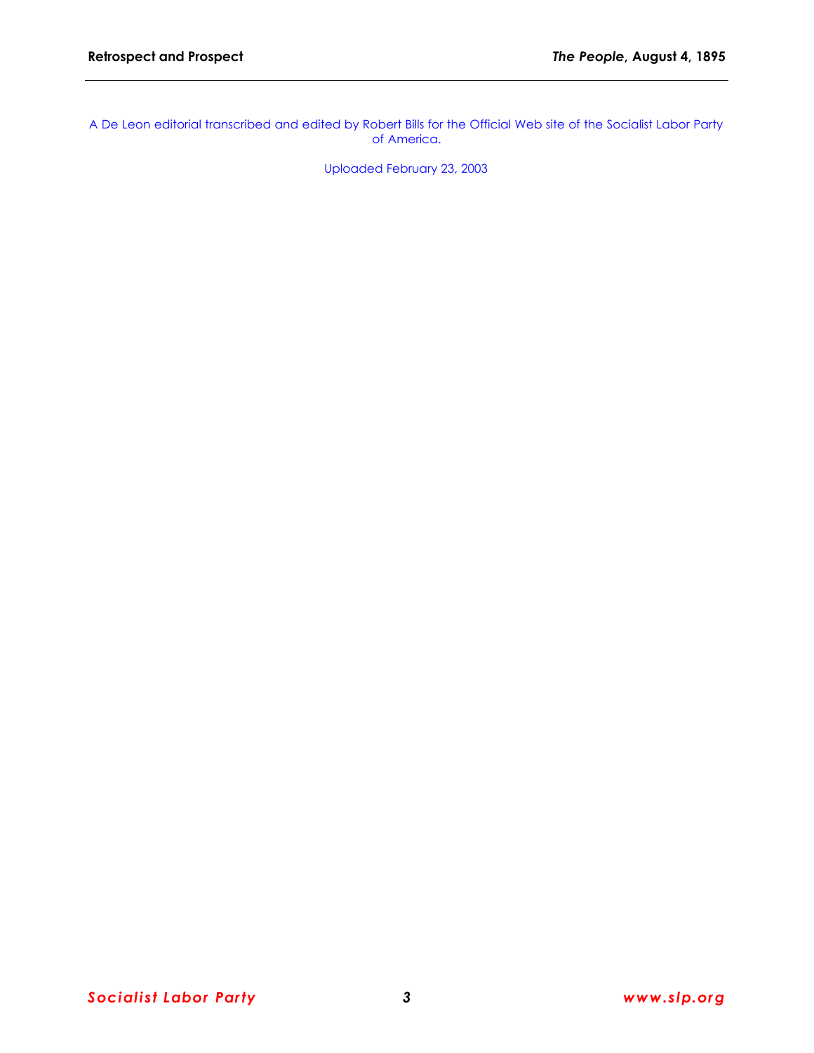A De Leon editorial transcribed and edited by Robert Bills for the Official Web site of the Socialist Labor Party of America.

Uploaded February 23, 2003